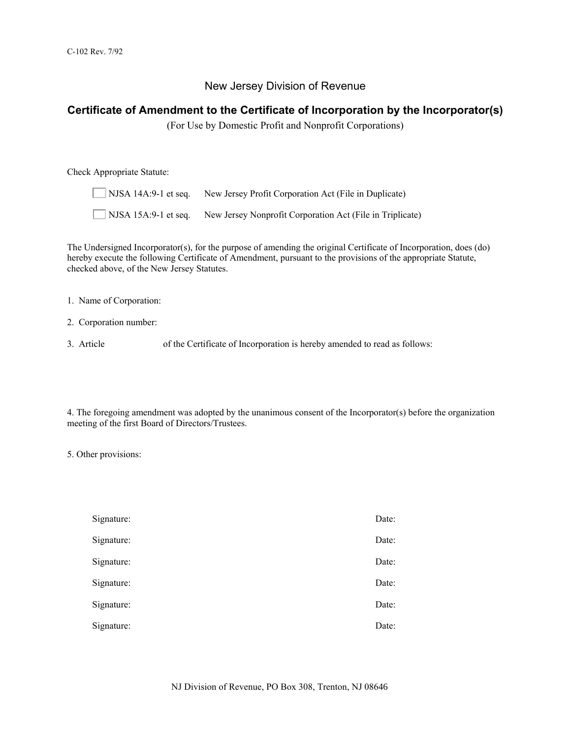C-102 Rev. 7/92

## New Jersey Division of Revenue

# Certificate of Amendment to the Certificate of Incorporation by the Incorporator(s)

(For Use by Domestic Profit and Nonprofit Corporations)

Check Appropriate Statute:

- ☐ NJSA 14A:9-1 et seq. New Jersey Profit Corporation Act (File in Duplicate)
- ☐ NJSA 15A:9-1 et seq. New Jersey Nonprofit Corporation Act (File in Triplicate)

The Undersigned Incorporator(s), for the purpose of amending the original Certificate of Incorporation, does (do) hereby execute the following Certificate of Amendment, pursuant to the provisions of the appropriate Statute, checked above, of the New Jersey Statutes.

1. Name of Corporation:

2. Corporation number:

3. Article                of the Certificate of Incorporation is hereby amended to read as follows:

4. The foregoing amendment was adopted by the unanimous consent of the Incorporator(s) before the organization meeting of the first Board of Directors/Trustees.

5. Other provisions:

| Signature: | Date: |
| --- | --- |
| Signature: | Date: |
| Signature: | Date: |
| Signature: | Date: |
| Signature: | Date: |
| Signature: | Date: |

NJ Division of Revenue, PO Box 308, Trenton, NJ 08646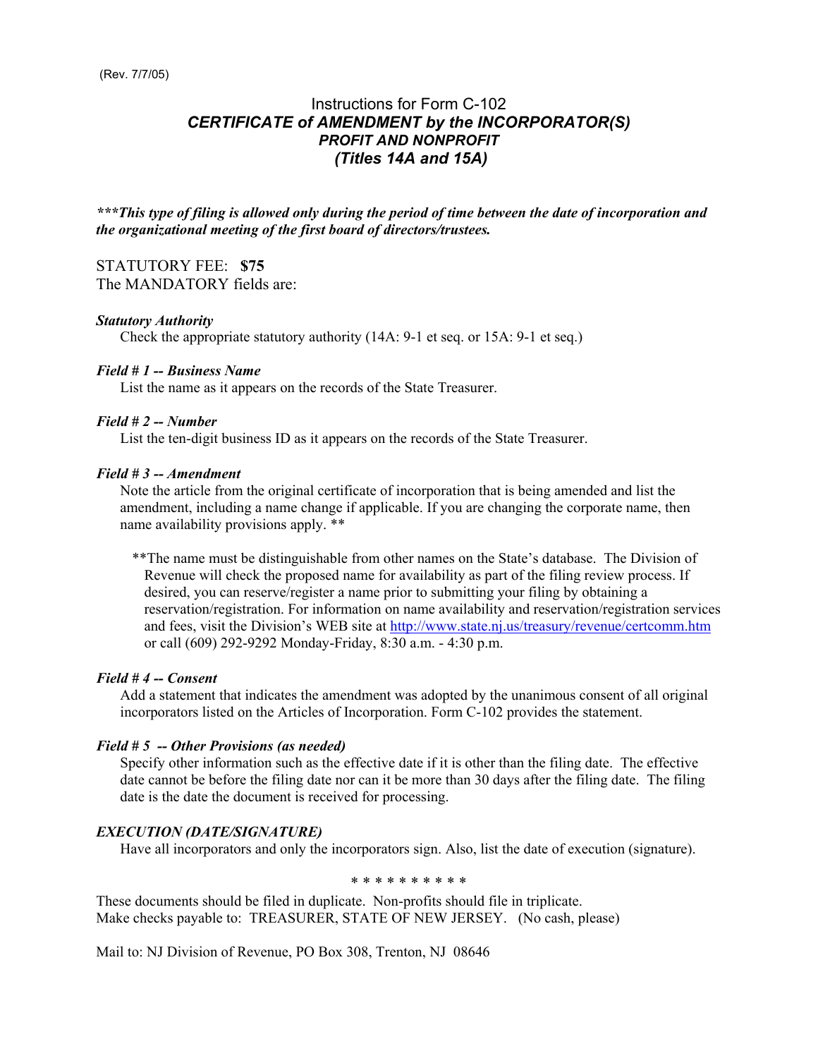(Rev. 7/7/05)

# Instructions for Form C-102
## *CERTIFICATE of AMENDMENT by the INCORPORATOR(S)*
### *PROFIT AND NONPROFIT*
### *(Titles 14A and 15A)*

***\*\*\*This type of filing is allowed only during the period of time between the date of incorporation and the organizational meeting of the first board of directors/trustees.***

STATUTORY FEE: **$75**
The MANDATORY fields are:

***Statutory Authority***
Check the appropriate statutory authority (14A: 9-1 et seq. or 15A: 9-1 et seq.)

***Field # 1 -- Business Name***
List the name as it appears on the records of the State Treasurer.

***Field # 2 -- Number***
List the ten-digit business ID as it appears on the records of the State Treasurer.

***Field # 3 -- Amendment***
Note the article from the original certificate of incorporation that is being amended and list the amendment, including a name change if applicable. If you are changing the corporate name, then name availability provisions apply. **

\*\*The name must be distinguishable from other names on the State's database. The Division of Revenue will check the proposed name for availability as part of the filing review process. If desired, you can reserve/register a name prior to submitting your filing by obtaining a reservation/registration. For information on name availability and reservation/registration services and fees, visit the Division's WEB site at http://www.state.nj.us/treasury/revenue/certcomm.htm or call (609) 292-9292 Monday-Friday, 8:30 a.m. - 4:30 p.m.

***Field # 4 -- Consent***
Add a statement that indicates the amendment was adopted by the unanimous consent of all original incorporators listed on the Articles of Incorporation. Form C-102 provides the statement.

***Field # 5 -- Other Provisions (as needed)***
Specify other information such as the effective date if it is other than the filing date. The effective date cannot be before the filing date nor can it be more than 30 days after the filing date. The filing date is the date the document is received for processing.

***EXECUTION (DATE/SIGNATURE)***
Have all incorporators and only the incorporators sign. Also, list the date of execution (signature).

\* \* \* \* \* \* \* \* \* \*

These documents should be filed in duplicate. Non-profits should file in triplicate.
Make checks payable to: TREASURER, STATE OF NEW JERSEY. (No cash, please)

Mail to: NJ Division of Revenue, PO Box 308, Trenton, NJ 08646